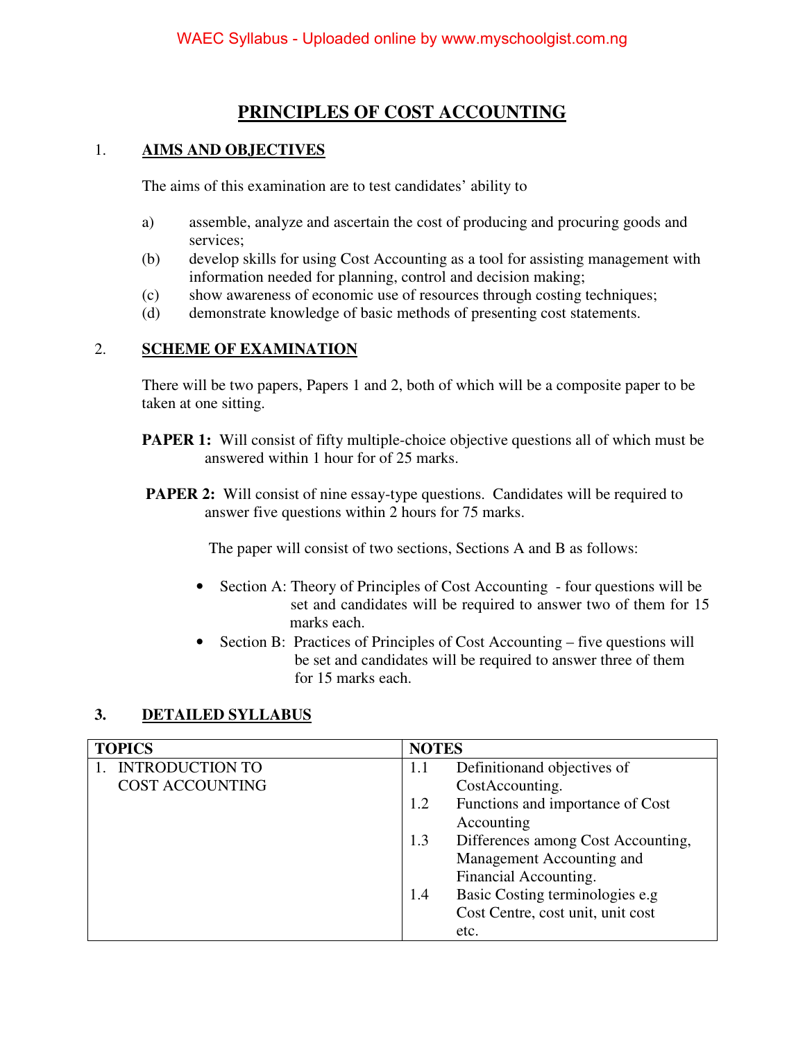# PRINCIPLES OF COST ACCOUNTING

## 1. AIMS AND OBJECTIVES

The aims of this examination are to test candidates' ability to

a) assemble, analyze and ascertain the cost of producing and procuring goods and services;
(b) develop skills for using Cost Accounting as a tool for assisting management with information needed for planning, control and decision making;
(c) show awareness of economic use of resources through costing techniques;
(d) demonstrate knowledge of basic methods of presenting cost statements.

## 2. SCHEME OF EXAMINATION

There will be two papers, Papers 1 and 2, both of which will be a composite paper to be taken at one sitting.

**PAPER 1:** Will consist of fifty multiple-choice objective questions all of which must be answered within 1 hour for of 25 marks.

**PAPER 2:** Will consist of nine essay-type questions. Candidates will be required to answer five questions within 2 hours for 75 marks.

The paper will consist of two sections, Sections A and B as follows:

- Section A: Theory of Principles of Cost Accounting - four questions will be set and candidates will be required to answer two of them for 15 marks each.
- Section B: Practices of Principles of Cost Accounting – five questions will be set and candidates will be required to answer three of them for 15 marks each.

## 3. DETAILED SYLLABUS

| TOPICS | NOTES |
|---|---|
| 1. INTRODUCTION TO COST ACCOUNTING | 1.1 Definitionand objectives of CostAccounting.<br>1.2 Functions and importance of Cost Accounting<br>1.3 Differences among Cost Accounting, Management Accounting and Financial Accounting.<br>1.4 Basic Costing terminologies e.g Cost Centre, cost unit, unit cost etc. |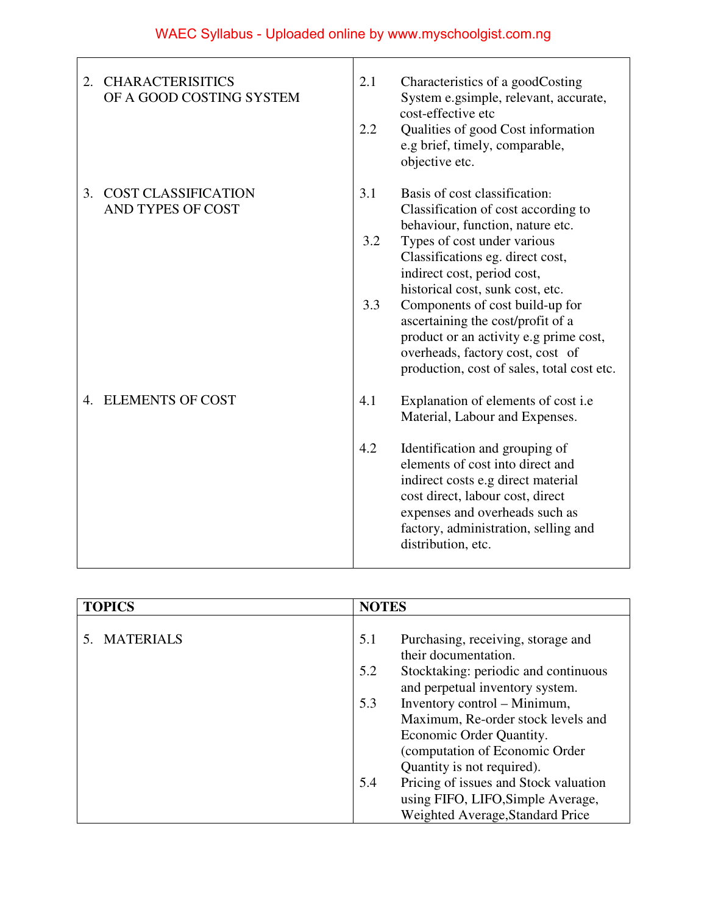| | |
|---|---|
| 2. CHARACTERISITICS OF A GOOD COSTING SYSTEM | 2.1 Characteristics of a goodCosting System e.gsimple, relevant, accurate, cost-effective etc<br>2.2 Qualities of good Cost information e.g brief, timely, comparable, objective etc. |
| 3. COST CLASSIFICATION AND TYPES OF COST | 3.1 Basis of cost classification: Classification of cost according to behaviour, function, nature etc.<br>3.2 Types of cost under various Classifications eg. direct cost, indirect cost, period cost, historical cost, sunk cost, etc.<br>3.3 Components of cost build-up for ascertaining the cost/profit of a product or an activity e.g prime cost, overheads, factory cost, cost of production, cost of sales, total cost etc. |
| 4. ELEMENTS OF COST | 4.1 Explanation of elements of cost i.e Material, Labour and Expenses.<br>4.2 Identification and grouping of elements of cost into direct and indirect costs e.g direct material cost direct, labour cost, direct expenses and overheads such as factory, administration, selling and distribution, etc. |

| TOPICS | NOTES |
|---|---|
| 5. MATERIALS | 5.1 Purchasing, receiving, storage and their documentation.<br>5.2 Stocktaking: periodic and continuous and perpetual inventory system.<br>5.3 Inventory control – Minimum, Maximum, Re-order stock levels and Economic Order Quantity. (computation of Economic Order Quantity is not required).<br>5.4 Pricing of issues and Stock valuation using FIFO, LIFO,Simple Average, Weighted Average,Standard Price |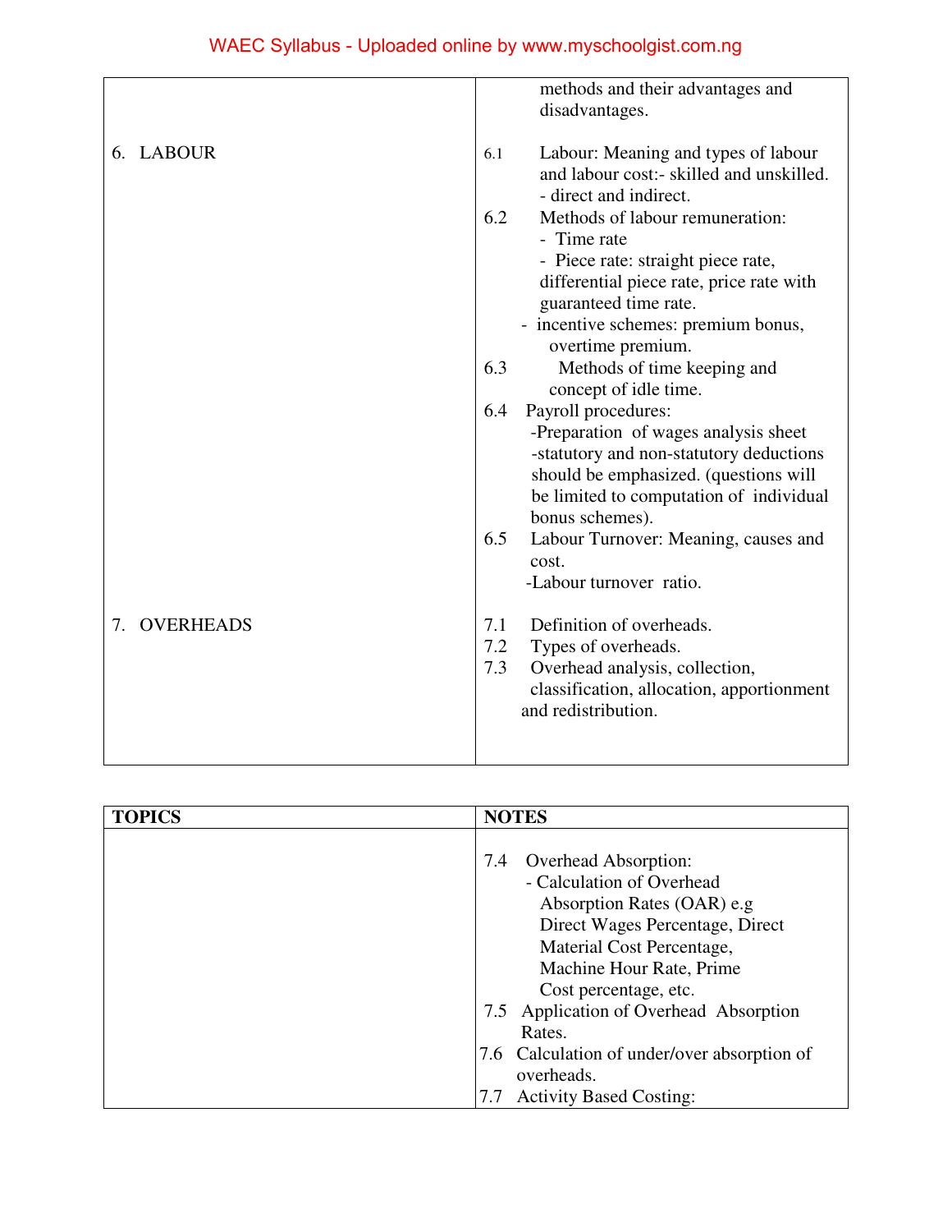| | |
|---|---|
| | methods and their advantages and disadvantages. |
| 6. LABOUR | 6.1 Labour: Meaning and types of labour and labour cost:- skilled and unskilled. - direct and indirect.<br>6.2 Methods of labour remuneration:<br>- Time rate<br>- Piece rate: straight piece rate, differential piece rate, price rate with guaranteed time rate.<br>- incentive schemes: premium bonus, overtime premium.<br>6.3 Methods of time keeping and concept of idle time.<br>6.4 Payroll procedures:<br>-Preparation of wages analysis sheet<br>-statutory and non-statutory deductions should be emphasized. (questions will be limited to computation of individual bonus schemes).<br>6.5 Labour Turnover: Meaning, causes and cost.<br>-Labour turnover ratio. |
| 7. OVERHEADS | 7.1 Definition of overheads.<br>7.2 Types of overheads.<br>7.3 Overhead analysis, collection, classification, allocation, apportionment and redistribution. |

| TOPICS | NOTES |
|---|---|
| | 7.4 Overhead Absorption:<br>- Calculation of Overhead Absorption Rates (OAR) e.g Direct Wages Percentage, Direct Material Cost Percentage, Machine Hour Rate, Prime Cost percentage, etc.<br>7.5 Application of Overhead Absorption Rates.<br>7.6 Calculation of under/over absorption of overheads.<br>7.7 Activity Based Costing: |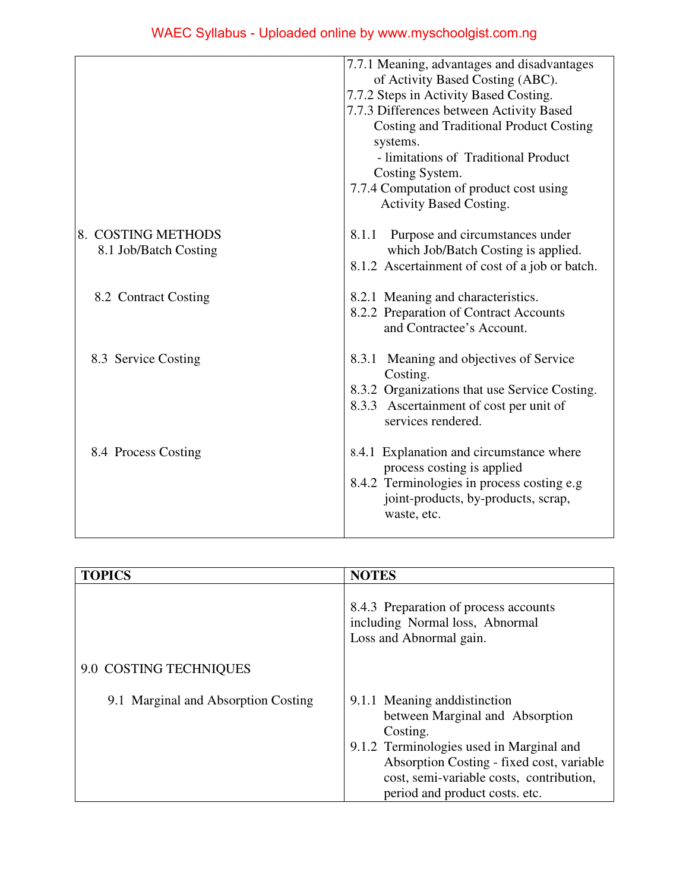| | |
|---|---|
| | 7.7.1 Meaning, advantages and disadvantages of Activity Based Costing (ABC).<br>7.7.2 Steps in Activity Based Costing.<br>7.7.3 Differences between Activity Based Costing and Traditional Product Costing systems.<br>- limitations of Traditional Product Costing System.<br>7.7.4 Computation of product cost using Activity Based Costing. |
| 8. COSTING METHODS<br>8.1 Job/Batch Costing | 8.1.1 Purpose and circumstances under which Job/Batch Costing is applied.<br>8.1.2 Ascertainment of cost of a job or batch. |
| 8.2 Contract Costing | 8.2.1 Meaning and characteristics.<br>8.2.2 Preparation of Contract Accounts and Contractee's Account. |
| 8.3 Service Costing | 8.3.1 Meaning and objectives of Service Costing.<br>8.3.2 Organizations that use Service Costing.<br>8.3.3 Ascertainment of cost per unit of services rendered. |
| 8.4 Process Costing | 8.4.1 Explanation and circumstance where process costing is applied<br>8.4.2 Terminologies in process costing e.g joint-products, by-products, scrap, waste, etc. |

| **TOPICS** | **NOTES** |
|---|---|
| | 8.4.3 Preparation of process accounts including Normal loss, Abnormal Loss and Abnormal gain. |
| 9.0 COSTING TECHNIQUES | |
| 9.1 Marginal and Absorption Costing | 9.1.1 Meaning anddistinction between Marginal and Absorption Costing.<br>9.1.2 Terminologies used in Marginal and Absorption Costing - fixed cost, variable cost, semi-variable costs, contribution, period and product costs. etc. |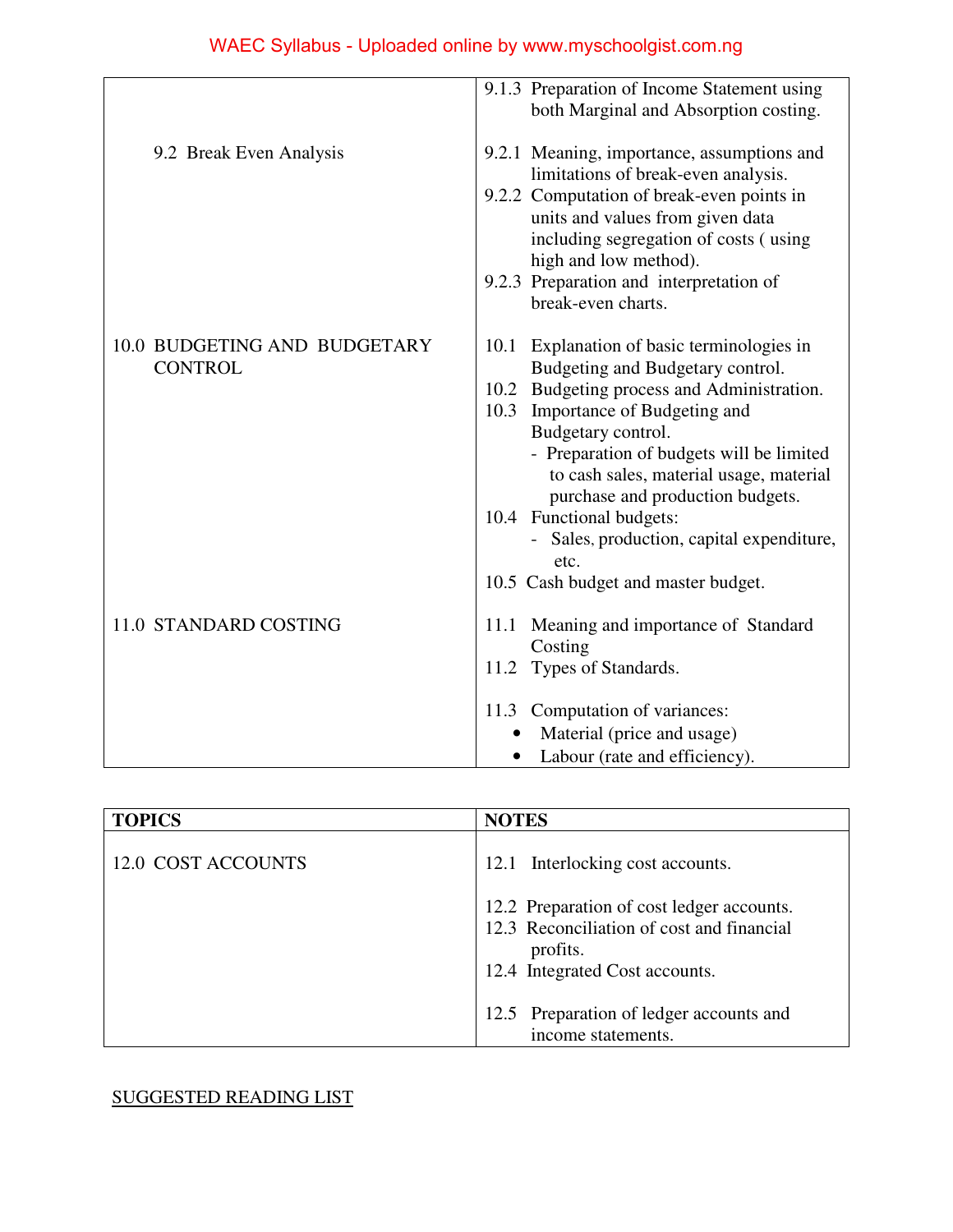| | |
|---|---|
| | 9.1.3 Preparation of Income Statement using both Marginal and Absorption costing. |
| 9.2 Break Even Analysis | 9.2.1 Meaning, importance, assumptions and limitations of break-even analysis.<br>9.2.2 Computation of break-even points in units and values from given data including segregation of costs ( using high and low method).<br>9.2.3 Preparation and interpretation of break-even charts. |
| 10.0 BUDGETING AND BUDGETARY CONTROL | 10.1 Explanation of basic terminologies in Budgeting and Budgetary control.<br>10.2 Budgeting process and Administration.<br>10.3 Importance of Budgeting and Budgetary control.<br>- Preparation of budgets will be limited to cash sales, material usage, material purchase and production budgets.<br>10.4 Functional budgets:<br>- Sales, production, capital expenditure, etc.<br>10.5 Cash budget and master budget. |
| 11.0 STANDARD COSTING | 11.1 Meaning and importance of Standard Costing<br>11.2 Types of Standards.<br>11.3 Computation of variances:<br>• Material (price and usage)<br>• Labour (rate and efficiency). |

| **TOPICS** | **NOTES** |
|---|---|
| 12.0 COST ACCOUNTS | 12.1 Interlocking cost accounts.<br>12.2 Preparation of cost ledger accounts.<br>12.3 Reconciliation of cost and financial profits.<br>12.4 Integrated Cost accounts.<br>12.5 Preparation of ledger accounts and income statements. |

SUGGESTED READING LIST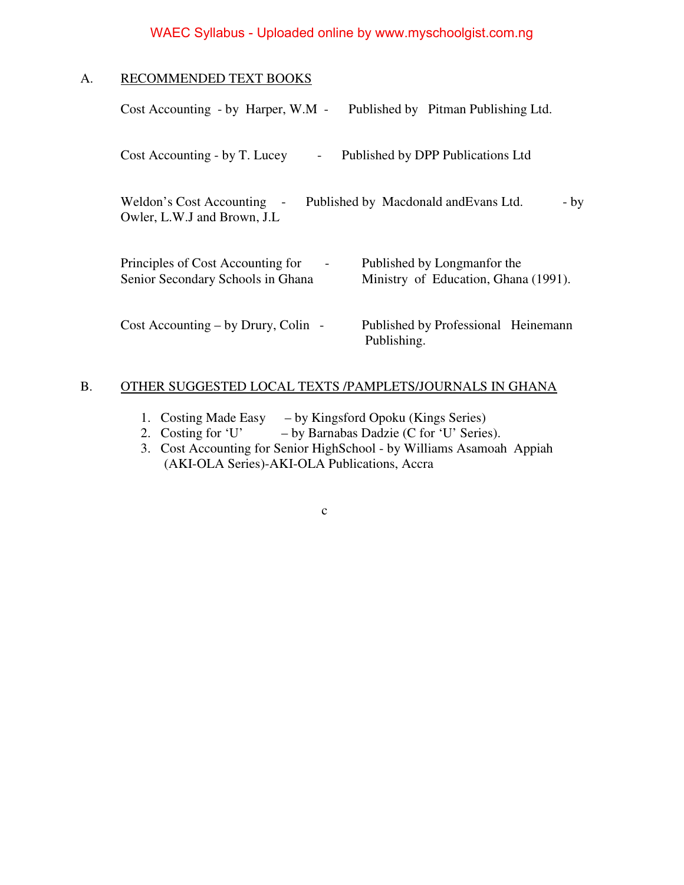## A. RECOMMENDED TEXT BOOKS

Cost Accounting - by Harper, W.M - Published by Pitman Publishing Ltd.

Cost Accounting - by T. Lucey - Published by DPP Publications Ltd

Weldon's Cost Accounting - Published by Macdonald andEvans Ltd. - by Owler, L.W.J and Brown, J.L

Principles of Cost Accounting for Senior Secondary Schools in Ghana - Published by Longmanfor the Ministry of Education, Ghana (1991).

Cost Accounting – by Drury, Colin - Published by Professional Heinemann Publishing.

## B. OTHER SUGGESTED LOCAL TEXTS /PAMPLETS/JOURNALS IN GHANA

1. Costing Made Easy – by Kingsford Opoku (Kings Series)
2. Costing for 'U' – by Barnabas Dadzie (C for 'U' Series).
3. Cost Accounting for Senior HighSchool - by Williams Asamoah Appiah (AKI-OLA Series)-AKI-OLA Publications, Accra

c